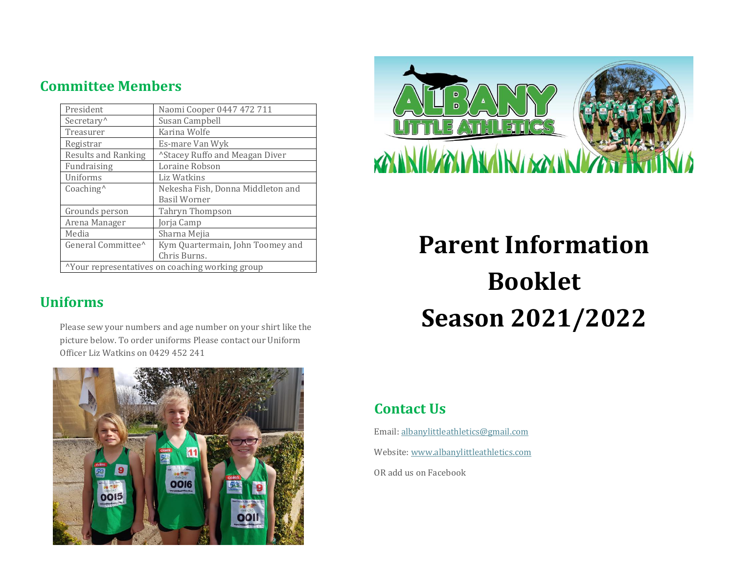## Committee Members

| President | Naomi Cooper 0447 472 711 |
|---|---|
| Secretary^ | Susan Campbell |
| Treasurer | Karina Wolfe |
| Registrar | Es-mare Van Wyk |
| Results and Ranking | ^Stacey Ruffo and Meagan Diver |
| Fundraising | Loraine Robson |
| Uniforms | Liz Watkins |
| Coaching^ | Nekesha Fish, Donna Middleton and Basil Worner |
| Grounds person | Tahryn Thompson |
| Arena Manager | Jorja Camp |
| Media | Sharna Mejia |
| General Committee^ | Kym Quartermain, John Toomey and Chris Burns. |
| ^Your representatives on coaching working group | |

## Uniforms

Please sew your numbers and age number on your shirt like the picture below. To order uniforms Please contact our Uniform Officer Liz Watkins on 0429 452 241

# Parent Information Booklet Season 2021/2022

## Contact Us

Email: albanylittleathletics@gmail.com

Website: www.albanylittleathletics.com

OR add us on Facebook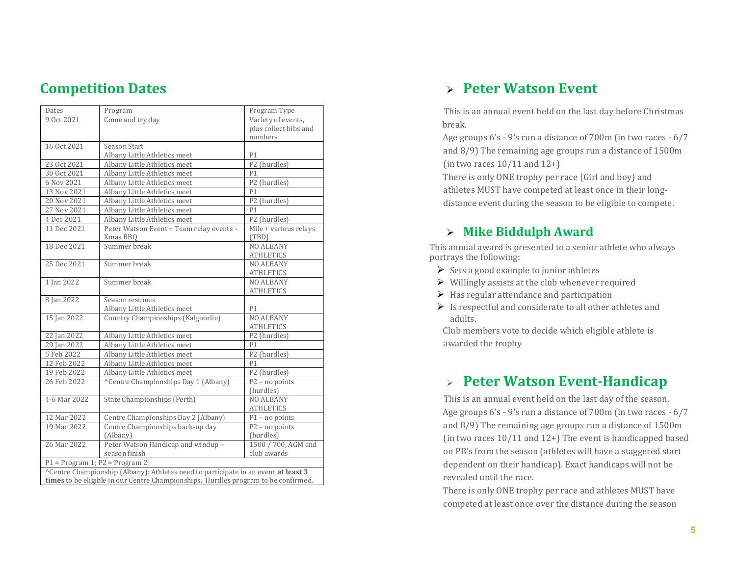## Competition Dates

| Dates | Program | Program Type |
|---|---|---|
| 9 Oct 2021 | Come and try day | Variety of events, plus collect bibs and numbers |
| 16 Oct 2021 | Season Start<br>Albany Little Athletics meet | P1 |
| 23 Oct 2021 | Albany Little Athletics meet | P2 (hurdles) |
| 30 Oct 2021 | Albany Little Athletics meet | P1 |
| 6 Nov 2021 | Albany Little Athletics meet | P2 (hurdles) |
| 13 Nov 2021 | Albany Little Athletics meet | P1 |
| 20 Nov 2021 | Albany Little Athletics meet | P2 (hurdles) |
| 27 Nov 2021 | Albany Little Athletics meet | P1 |
| 4 Dec 2021 | Albany Little Athletics meet | P2 (hurdles) |
| 11 Dec 2021 | Peter Watson Event + Team relay events – Xmas BBQ | Mile + various relays (TBD) |
| 18 Dec 2021 | Summer break | NO ALBANY ATHLETICS |
| 25 Dec 2021 | Summer break | NO ALBANY ATHLETICS |
| 1 Jan 2022 | Summer break | NO ALBANY ATHLETICS |
| 8 Jan 2022 | Season resumes<br>Albany Little Athletics meet | P1 |
| 15 Jan 2022 | Country Championships (Kalgoorlie) | NO ALBANY ATHLETICS |
| 22 Jan 2022 | Albany Little Athletics meet | P2 (hurdles) |
| 29 Jan 2022 | Albany Little Athletics meet | P1 |
| 5 Feb 2022 | Albany Little Athletics meet | P2 (hurdles) |
| 12 Feb 2022 | Albany Little Athletics meet | P1 |
| 19 Feb 2022 | Albany Little Athletics meet | P2 (hurdles) |
| 26 Feb 2022 | ^Centre Championships Day 1 (Albany) | P2 – no points (hurdles) |
| 4-6 Mar 2022 | State Championships (Perth) | NO ALBANY ATHLETICS |
| 12 Mar 2022 | Centre Championships Day 2 (Albany) | P1 – no points |
| 19 Mar 2022 | Centre Championships back-up day (Albany) | P2 – no points (hurdles) |
| 26 Mar 2022 | Peter Watson Handicap and windup – season finish | 1500 / 700, AGM and club awards |
| P1 = Program 1; P2 = Program 2 | | |
| ^Centre Championship (Albany): Athletes need to participate in an event **at least 3 times** to be eligible in our Centre Championships. Hurdles program to be confirmed. | | |

## Peter Watson Event

This is an annual event held on the last day before Christmas break.

Age groups 6's - 9's run a distance of 700m (in two races - 6/7 and 8/9) The remaining age groups run a distance of 1500m (in two races 10/11 and 12+)

There is only ONE trophy per race (Girl and boy) and athletes MUST have competed at least once in their long-distance event during the season to be eligible to compete.

## Mike Biddulph Award

This annual award is presented to a senior athlete who always portrays the following:

- Sets a good example to junior athletes
- Willingly assists at the club whenever required
- Has regular attendance and participation
- Is respectful and considerate to all other athletes and adults.

Club members vote to decide which eligible athlete is awarded the trophy

## Peter Watson Event-Handicap

This is an annual event held on the last day of the season.

Age groups 6's - 9's run a distance of 700m (in two races - 6/7 and 8/9) The remaining age groups run a distance of 1500m (in two races 10/11 and 12+) The event is handicapped based on PB's from the season (athletes will have a staggered start dependent on their handicap). Exact handicaps will not be revealed until the race.

There is only ONE trophy per race and athletes MUST have competed at least once over the distance during the season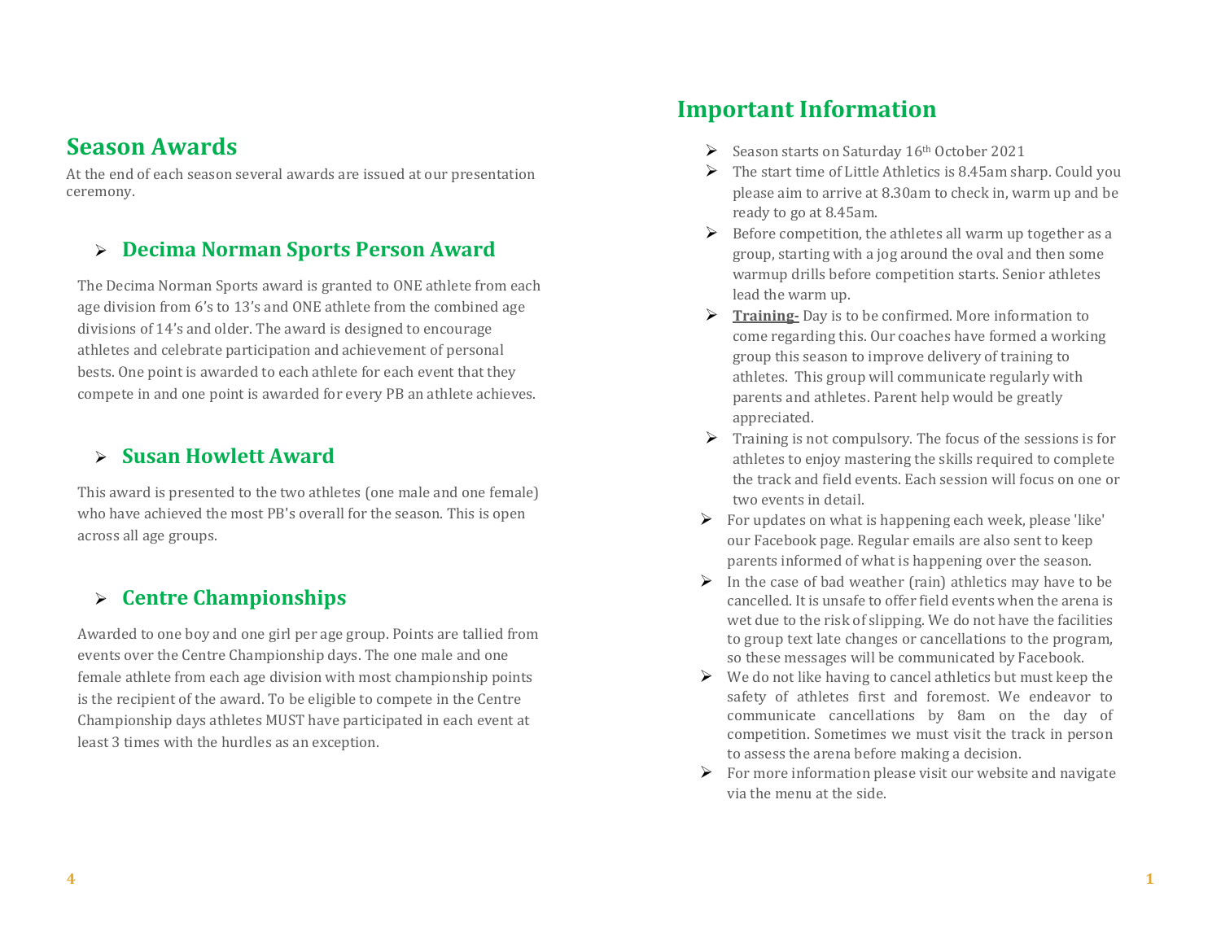## Season Awards

At the end of each season several awards are issued at our presentation ceremony.

### Decima Norman Sports Person Award

The Decima Norman Sports award is granted to ONE athlete from each age division from 6's to 13's and ONE athlete from the combined age divisions of 14's and older. The award is designed to encourage athletes and celebrate participation and achievement of personal bests. One point is awarded to each athlete for each event that they compete in and one point is awarded for every PB an athlete achieves.

### Susan Howlett Award

This award is presented to the two athletes (one male and one female) who have achieved the most PB's overall for the season. This is open across all age groups.

### Centre Championships

Awarded to one boy and one girl per age group. Points are tallied from events over the Centre Championship days. The one male and one female athlete from each age division with most championship points is the recipient of the award. To be eligible to compete in the Centre Championship days athletes MUST have participated in each event at least 3 times with the hurdles as an exception.

## Important Information

- Season starts on Saturday 16th October 2021
- The start time of Little Athletics is 8.45am sharp. Could you please aim to arrive at 8.30am to check in, warm up and be ready to go at 8.45am.
- Before competition, the athletes all warm up together as a group, starting with a jog around the oval and then some warmup drills before competition starts. Senior athletes lead the warm up.
- **Training-** Day is to be confirmed. More information to come regarding this. Our coaches have formed a working group this season to improve delivery of training to athletes. This group will communicate regularly with parents and athletes. Parent help would be greatly appreciated.
- Training is not compulsory. The focus of the sessions is for athletes to enjoy mastering the skills required to complete the track and field events. Each session will focus on one or two events in detail.
- For updates on what is happening each week, please 'like' our Facebook page. Regular emails are also sent to keep parents informed of what is happening over the season.
- In the case of bad weather (rain) athletics may have to be cancelled. It is unsafe to offer field events when the arena is wet due to the risk of slipping. We do not have the facilities to group text late changes or cancellations to the program, so these messages will be communicated by Facebook.
- We do not like having to cancel athletics but must keep the safety of athletes first and foremost. We endeavor to communicate cancellations by 8am on the day of competition. Sometimes we must visit the track in person to assess the arena before making a decision.
- For more information please visit our website and navigate via the menu at the side.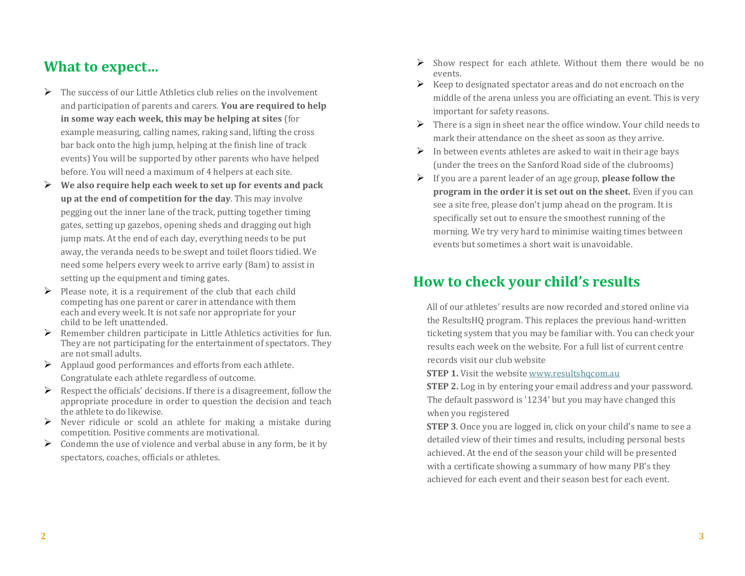## What to expect…

- The success of our Little Athletics club relies on the involvement and participation of parents and carers. **You are required to help in some way each week, this may be helping at sites** (for example measuring, calling names, raking sand, lifting the cross bar back onto the high jump, helping at the finish line of track events) You will be supported by other parents who have helped before. You will need a maximum of 4 helpers at each site.
- **We also require help each week to set up for events and pack up at the end of competition for the day**. This may involve pegging out the inner lane of the track, putting together timing gates, setting up gazebos, opening sheds and dragging out high jump mats. At the end of each day, everything needs to be put away, the veranda needs to be swept and toilet floors tidied. We need some helpers every week to arrive early (8am) to assist in setting up the equipment and timing gates.
- Please note, it is a requirement of the club that each child competing has one parent or carer in attendance with them each and every week. It is not safe nor appropriate for your child to be left unattended.
- Remember children participate in Little Athletics activities for fun. They are not participating for the entertainment of spectators. They are not small adults.
- Applaud good performances and efforts from each athlete. Congratulate each athlete regardless of outcome.
- Respect the officials' decisions. If there is a disagreement, follow the appropriate procedure in order to question the decision and teach the athlete to do likewise.
- Never ridicule or scold an athlete for making a mistake during competition. Positive comments are motivational.
- Condemn the use of violence and verbal abuse in any form, be it by spectators, coaches, officials or athletes.
- Show respect for each athlete. Without them there would be no events.
- Keep to designated spectator areas and do not encroach on the middle of the arena unless you are officiating an event. This is very important for safety reasons.
- There is a sign in sheet near the office window. Your child needs to mark their attendance on the sheet as soon as they arrive.
- In between events athletes are asked to wait in their age bays (under the trees on the Sanford Road side of the clubrooms)
- If you are a parent leader of an age group, **please follow the program in the order it is set out on the sheet.** Even if you can see a site free, please don't jump ahead on the program. It is specifically set out to ensure the smoothest running of the morning. We try very hard to minimise waiting times between events but sometimes a short wait is unavoidable.

## How to check your child's results

All of our athletes' results are now recorded and stored online via the ResultsHQ program. This replaces the previous hand-written ticketing system that you may be familiar with. You can check your results each week on the website. For a full list of current centre records visit our club website

**STEP 1.** Visit the website www.resultshqcom.au

**STEP 2.** Log in by entering your email address and your password. The default password is '1234' but you may have changed this when you registered

**STEP 3**. Once you are logged in, click on your child's name to see a detailed view of their times and results, including personal bests achieved. At the end of the season your child will be presented with a certificate showing a summary of how many PB's they achieved for each event and their season best for each event.